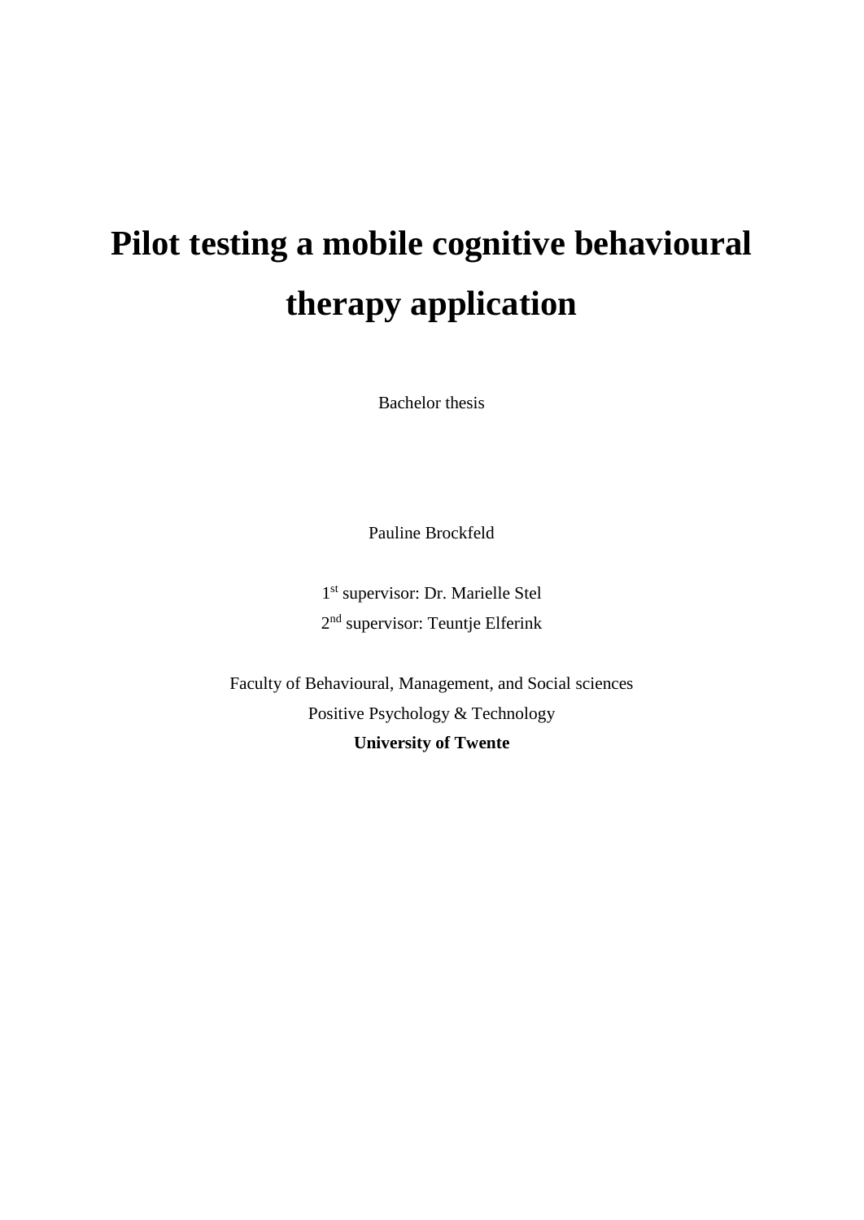# Pilot testing a mobile cognitive behavioural therapy application

Bachelor thesis

Pauline Brockfeld

1st supervisor: Dr. Marielle Stel

2nd supervisor: Teuntje Elferink

Faculty of Behavioural, Management, and Social sciences

Positive Psychology & Technology

**University of Twente**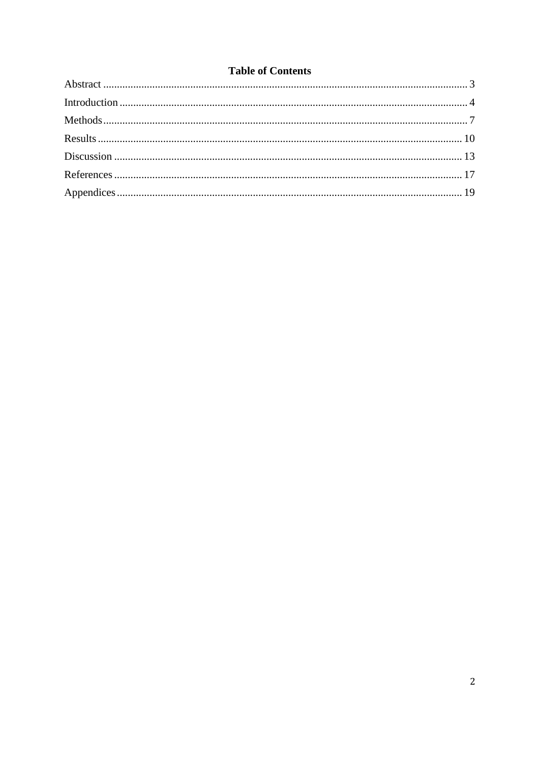## Table of Contents

Abstract .................................................................................................................................... 3

Introduction .............................................................................................................................. 4

Methods .................................................................................................................................... 7

Results ..................................................................................................................................... 10

Discussion ............................................................................................................................... 13

References ............................................................................................................................... 17

Appendices .............................................................................................................................. 19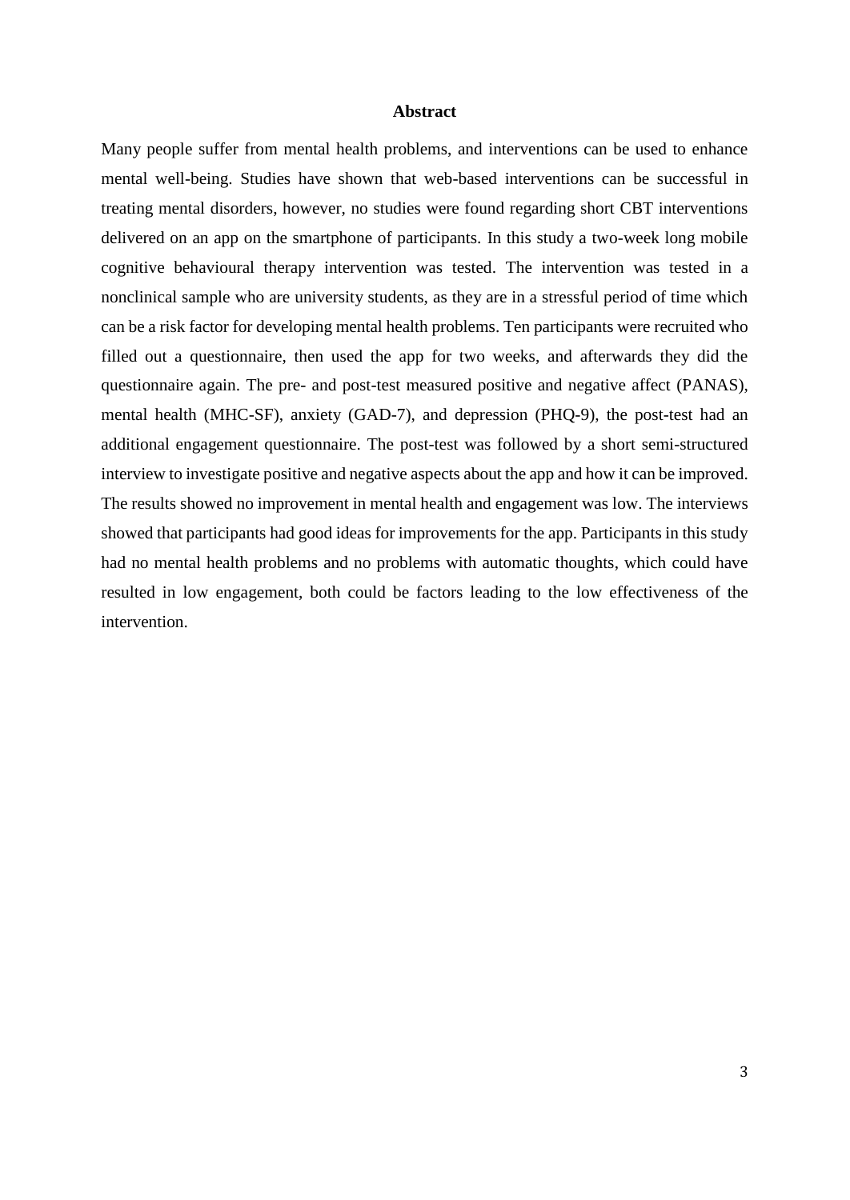# Abstract

Many people suffer from mental health problems, and interventions can be used to enhance mental well-being. Studies have shown that web-based interventions can be successful in treating mental disorders, however, no studies were found regarding short CBT interventions delivered on an app on the smartphone of participants. In this study a two-week long mobile cognitive behavioural therapy intervention was tested. The intervention was tested in a nonclinical sample who are university students, as they are in a stressful period of time which can be a risk factor for developing mental health problems. Ten participants were recruited who filled out a questionnaire, then used the app for two weeks, and afterwards they did the questionnaire again. The pre- and post-test measured positive and negative affect (PANAS), mental health (MHC-SF), anxiety (GAD-7), and depression (PHQ-9), the post-test had an additional engagement questionnaire. The post-test was followed by a short semi-structured interview to investigate positive and negative aspects about the app and how it can be improved. The results showed no improvement in mental health and engagement was low. The interviews showed that participants had good ideas for improvements for the app. Participants in this study had no mental health problems and no problems with automatic thoughts, which could have resulted in low engagement, both could be factors leading to the low effectiveness of the intervention.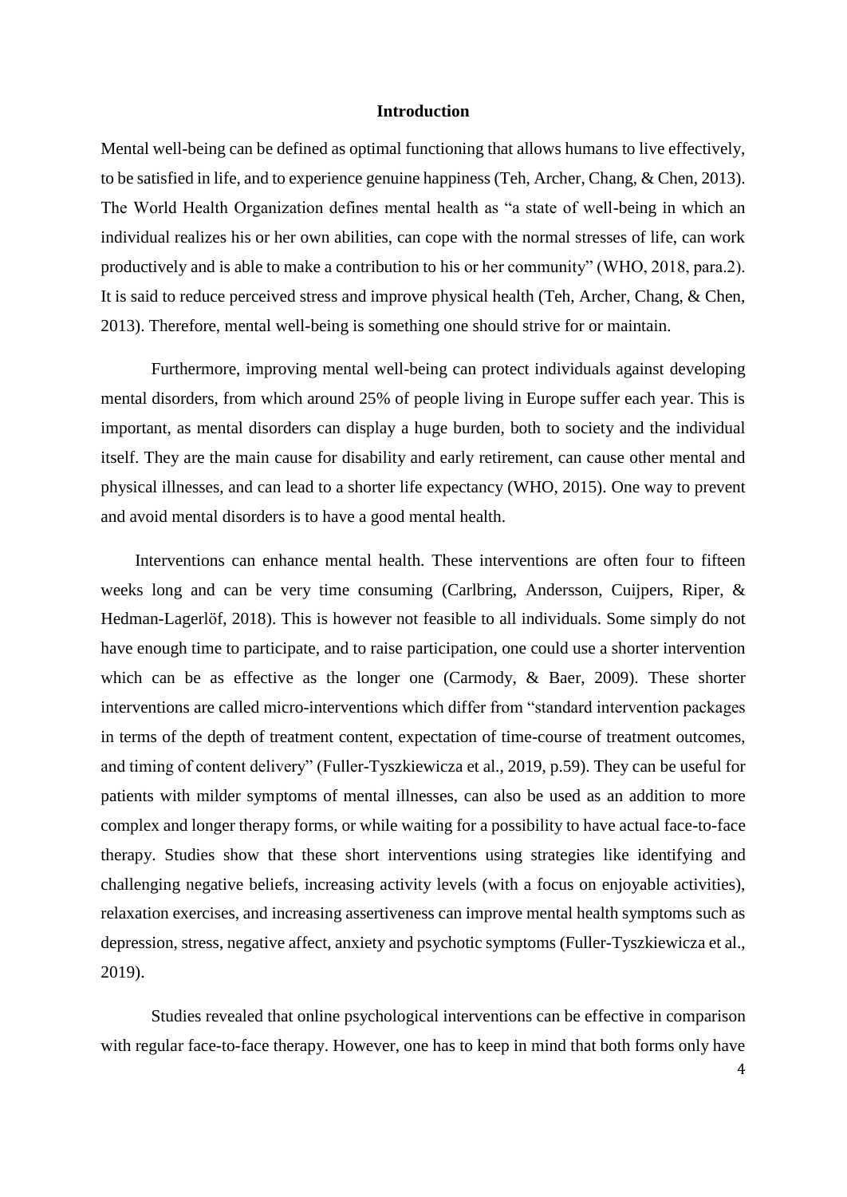# Introduction

Mental well-being can be defined as optimal functioning that allows humans to live effectively, to be satisfied in life, and to experience genuine happiness (Teh, Archer, Chang, & Chen, 2013). The World Health Organization defines mental health as "a state of well-being in which an individual realizes his or her own abilities, can cope with the normal stresses of life, can work productively and is able to make a contribution to his or her community" (WHO, 2018, para.2). It is said to reduce perceived stress and improve physical health (Teh, Archer, Chang, & Chen, 2013). Therefore, mental well-being is something one should strive for or maintain.

Furthermore, improving mental well-being can protect individuals against developing mental disorders, from which around 25% of people living in Europe suffer each year. This is important, as mental disorders can display a huge burden, both to society and the individual itself. They are the main cause for disability and early retirement, can cause other mental and physical illnesses, and can lead to a shorter life expectancy (WHO, 2015). One way to prevent and avoid mental disorders is to have a good mental health.

Interventions can enhance mental health. These interventions are often four to fifteen weeks long and can be very time consuming (Carlbring, Andersson, Cuijpers, Riper, & Hedman-Lagerlöf, 2018). This is however not feasible to all individuals. Some simply do not have enough time to participate, and to raise participation, one could use a shorter intervention which can be as effective as the longer one (Carmody, & Baer, 2009). These shorter interventions are called micro-interventions which differ from "standard intervention packages in terms of the depth of treatment content, expectation of time-course of treatment outcomes, and timing of content delivery" (Fuller-Tyszkiewicza et al., 2019, p.59). They can be useful for patients with milder symptoms of mental illnesses, can also be used as an addition to more complex and longer therapy forms, or while waiting for a possibility to have actual face-to-face therapy. Studies show that these short interventions using strategies like identifying and challenging negative beliefs, increasing activity levels (with a focus on enjoyable activities), relaxation exercises, and increasing assertiveness can improve mental health symptoms such as depression, stress, negative affect, anxiety and psychotic symptoms (Fuller-Tyszkiewicza et al., 2019).

Studies revealed that online psychological interventions can be effective in comparison with regular face-to-face therapy. However, one has to keep in mind that both forms only have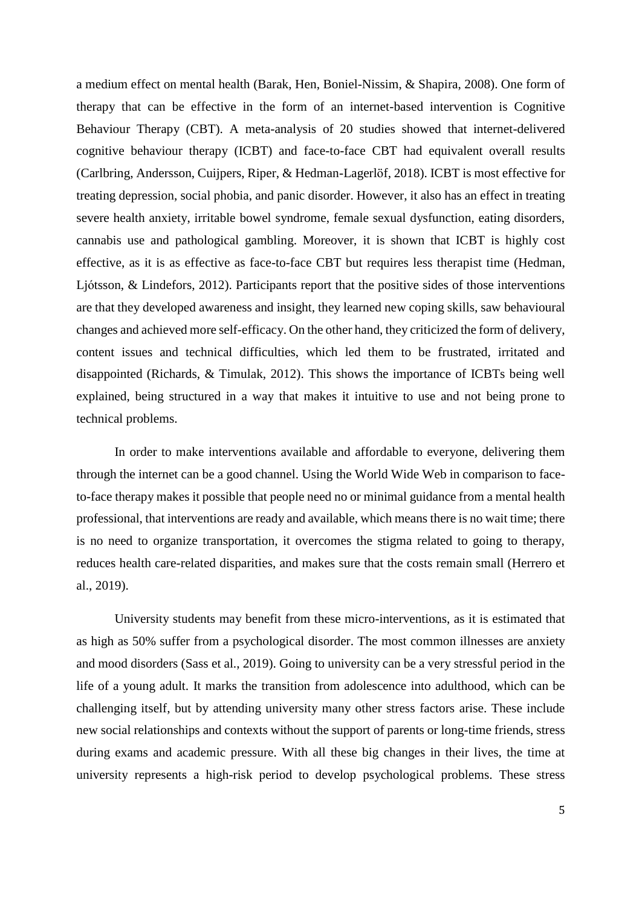a medium effect on mental health (Barak, Hen, Boniel-Nissim, & Shapira, 2008). One form of therapy that can be effective in the form of an internet-based intervention is Cognitive Behaviour Therapy (CBT). A meta-analysis of 20 studies showed that internet-delivered cognitive behaviour therapy (ICBT) and face-to-face CBT had equivalent overall results (Carlbring, Andersson, Cuijpers, Riper, & Hedman-Lagerlöf, 2018). ICBT is most effective for treating depression, social phobia, and panic disorder. However, it also has an effect in treating severe health anxiety, irritable bowel syndrome, female sexual dysfunction, eating disorders, cannabis use and pathological gambling. Moreover, it is shown that ICBT is highly cost effective, as it is as effective as face-to-face CBT but requires less therapist time (Hedman, Ljótsson, & Lindefors, 2012). Participants report that the positive sides of those interventions are that they developed awareness and insight, they learned new coping skills, saw behavioural changes and achieved more self-efficacy. On the other hand, they criticized the form of delivery, content issues and technical difficulties, which led them to be frustrated, irritated and disappointed (Richards, & Timulak, 2012). This shows the importance of ICBTs being well explained, being structured in a way that makes it intuitive to use and not being prone to technical problems.

In order to make interventions available and affordable to everyone, delivering them through the internet can be a good channel. Using the World Wide Web in comparison to face-to-face therapy makes it possible that people need no or minimal guidance from a mental health professional, that interventions are ready and available, which means there is no wait time; there is no need to organize transportation, it overcomes the stigma related to going to therapy, reduces health care-related disparities, and makes sure that the costs remain small (Herrero et al., 2019).

University students may benefit from these micro-interventions, as it is estimated that as high as 50% suffer from a psychological disorder. The most common illnesses are anxiety and mood disorders (Sass et al., 2019). Going to university can be a very stressful period in the life of a young adult. It marks the transition from adolescence into adulthood, which can be challenging itself, but by attending university many other stress factors arise. These include new social relationships and contexts without the support of parents or long-time friends, stress during exams and academic pressure. With all these big changes in their lives, the time at university represents a high-risk period to develop psychological problems. These stress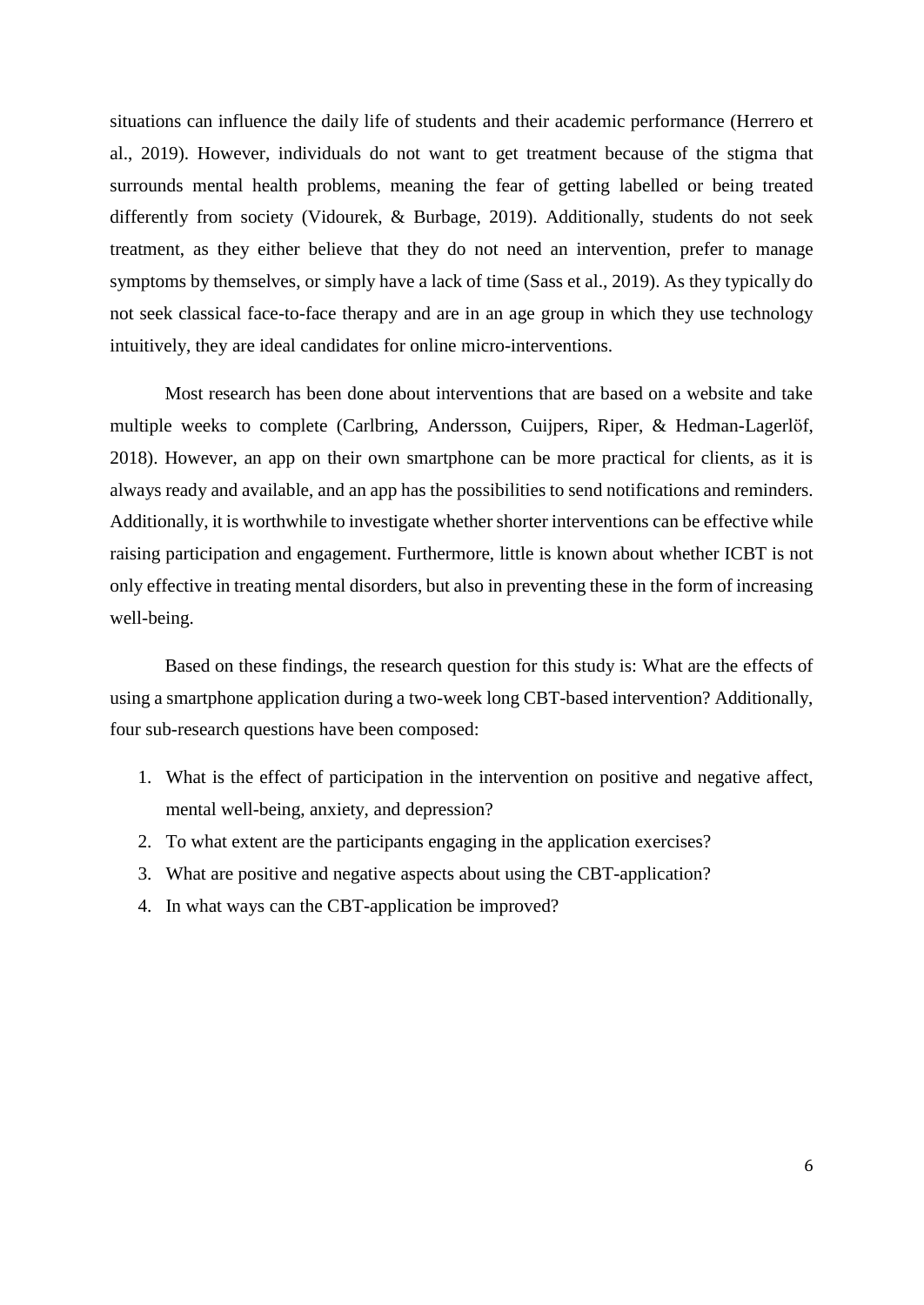situations can influence the daily life of students and their academic performance (Herrero et al., 2019). However, individuals do not want to get treatment because of the stigma that surrounds mental health problems, meaning the fear of getting labelled or being treated differently from society (Vidourek, & Burbage, 2019). Additionally, students do not seek treatment, as they either believe that they do not need an intervention, prefer to manage symptoms by themselves, or simply have a lack of time (Sass et al., 2019). As they typically do not seek classical face-to-face therapy and are in an age group in which they use technology intuitively, they are ideal candidates for online micro-interventions.

Most research has been done about interventions that are based on a website and take multiple weeks to complete (Carlbring, Andersson, Cuijpers, Riper, & Hedman-Lagerlöf, 2018). However, an app on their own smartphone can be more practical for clients, as it is always ready and available, and an app has the possibilities to send notifications and reminders. Additionally, it is worthwhile to investigate whether shorter interventions can be effective while raising participation and engagement. Furthermore, little is known about whether ICBT is not only effective in treating mental disorders, but also in preventing these in the form of increasing well-being.

Based on these findings, the research question for this study is: What are the effects of using a smartphone application during a two-week long CBT-based intervention? Additionally, four sub-research questions have been composed:

1. What is the effect of participation in the intervention on positive and negative affect, mental well-being, anxiety, and depression?
2. To what extent are the participants engaging in the application exercises?
3. What are positive and negative aspects about using the CBT-application?
4. In what ways can the CBT-application be improved?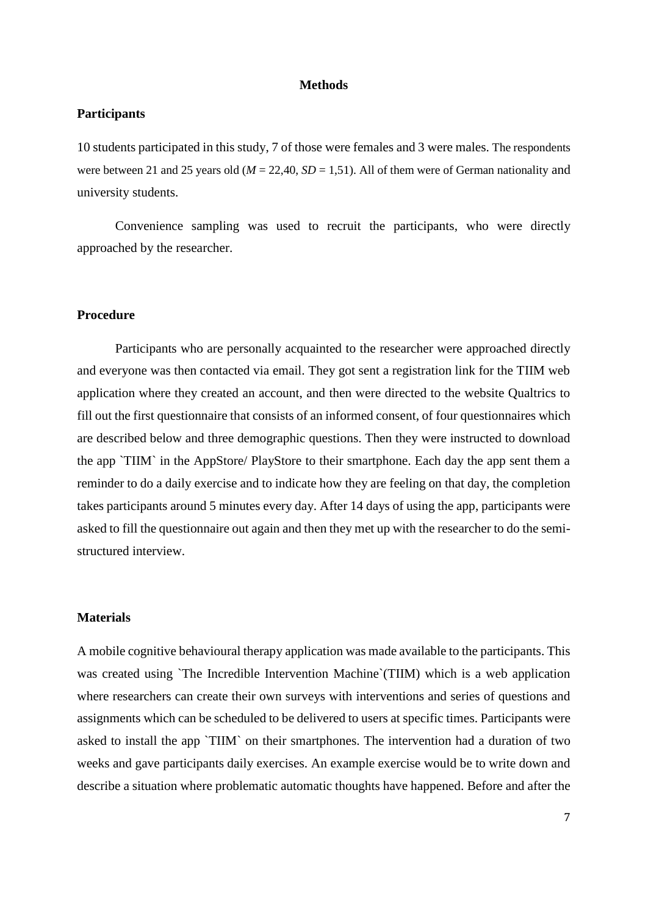# Methods

## Participants

10 students participated in this study, 7 of those were females and 3 were males. The respondents were between 21 and 25 years old (*M* = 22,40, *SD* = 1,51). All of them were of German nationality and university students.

Convenience sampling was used to recruit the participants, who were directly approached by the researcher.

## Procedure

Participants who are personally acquainted to the researcher were approached directly and everyone was then contacted via email. They got sent a registration link for the TIIM web application where they created an account, and then were directed to the website Qualtrics to fill out the first questionnaire that consists of an informed consent, of four questionnaires which are described below and three demographic questions. Then they were instructed to download the app `TIIM` in the AppStore/ PlayStore to their smartphone. Each day the app sent them a reminder to do a daily exercise and to indicate how they are feeling on that day, the completion takes participants around 5 minutes every day. After 14 days of using the app, participants were asked to fill the questionnaire out again and then they met up with the researcher to do the semi-structured interview.

## Materials

A mobile cognitive behavioural therapy application was made available to the participants. This was created using `The Incredible Intervention Machine`(TIIM) which is a web application where researchers can create their own surveys with interventions and series of questions and assignments which can be scheduled to be delivered to users at specific times. Participants were asked to install the app `TIIM` on their smartphones. The intervention had a duration of two weeks and gave participants daily exercises. An example exercise would be to write down and describe a situation where problematic automatic thoughts have happened. Before and after the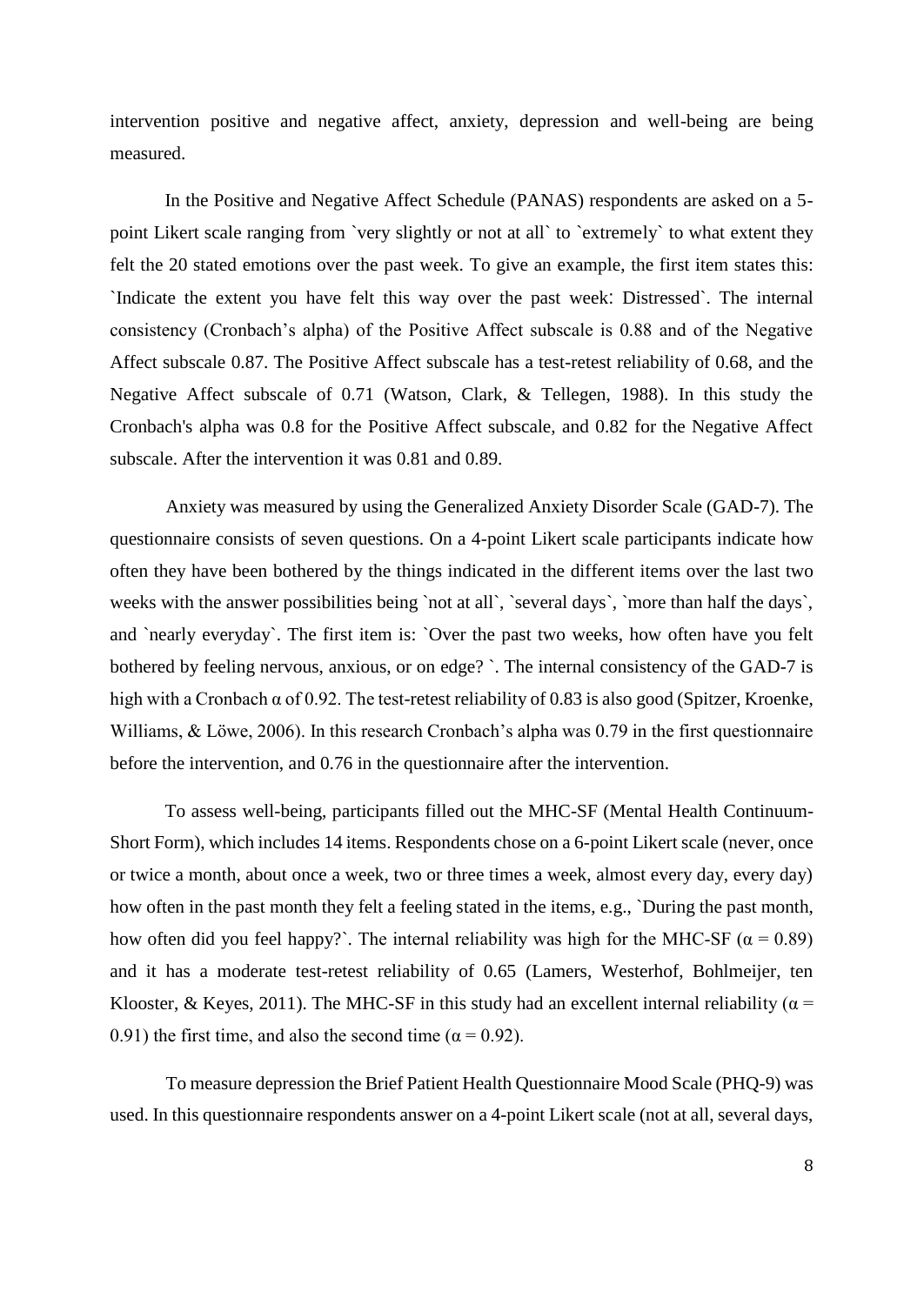intervention positive and negative affect, anxiety, depression and well-being are being measured.

In the Positive and Negative Affect Schedule (PANAS) respondents are asked on a 5-point Likert scale ranging from `very slightly or not at all` to `extremely` to what extent they felt the 20 stated emotions over the past week. To give an example, the first item states this: `Indicate the extent you have felt this way over the past week: Distressed`. The internal consistency (Cronbach's alpha) of the Positive Affect subscale is 0.88 and of the Negative Affect subscale 0.87. The Positive Affect subscale has a test-retest reliability of 0.68, and the Negative Affect subscale of 0.71 (Watson, Clark, & Tellegen, 1988). In this study the Cronbach's alpha was 0.8 for the Positive Affect subscale, and 0.82 for the Negative Affect subscale. After the intervention it was 0.81 and 0.89.

Anxiety was measured by using the Generalized Anxiety Disorder Scale (GAD-7). The questionnaire consists of seven questions. On a 4-point Likert scale participants indicate how often they have been bothered by the things indicated in the different items over the last two weeks with the answer possibilities being `not at all`, `several days`, `more than half the days`, and `nearly everyday`. The first item is: `Over the past two weeks, how often have you felt bothered by feeling nervous, anxious, or on edge? `. The internal consistency of the GAD-7 is high with a Cronbach $\alpha$ of 0.92. The test-retest reliability of 0.83 is also good (Spitzer, Kroenke, Williams, & Löwe, 2006). In this research Cronbach's alpha was 0.79 in the first questionnaire before the intervention, and 0.76 in the questionnaire after the intervention.

To assess well-being, participants filled out the MHC-SF (Mental Health Continuum-Short Form), which includes 14 items. Respondents chose on a 6-point Likert scale (never, once or twice a month, about once a week, two or three times a week, almost every day, every day) how often in the past month they felt a feeling stated in the items, e.g., `During the past month, how often did you feel happy?`. The internal reliability was high for the MHC-SF ($\alpha = 0.89$) and it has a moderate test-retest reliability of 0.65 (Lamers, Westerhof, Bohlmeijer, ten Klooster, & Keyes, 2011). The MHC-SF in this study had an excellent internal reliability ($\alpha = 0.91$) the first time, and also the second time ($\alpha = 0.92$).

To measure depression the Brief Patient Health Questionnaire Mood Scale (PHQ-9) was used. In this questionnaire respondents answer on a 4-point Likert scale (not at all, several days,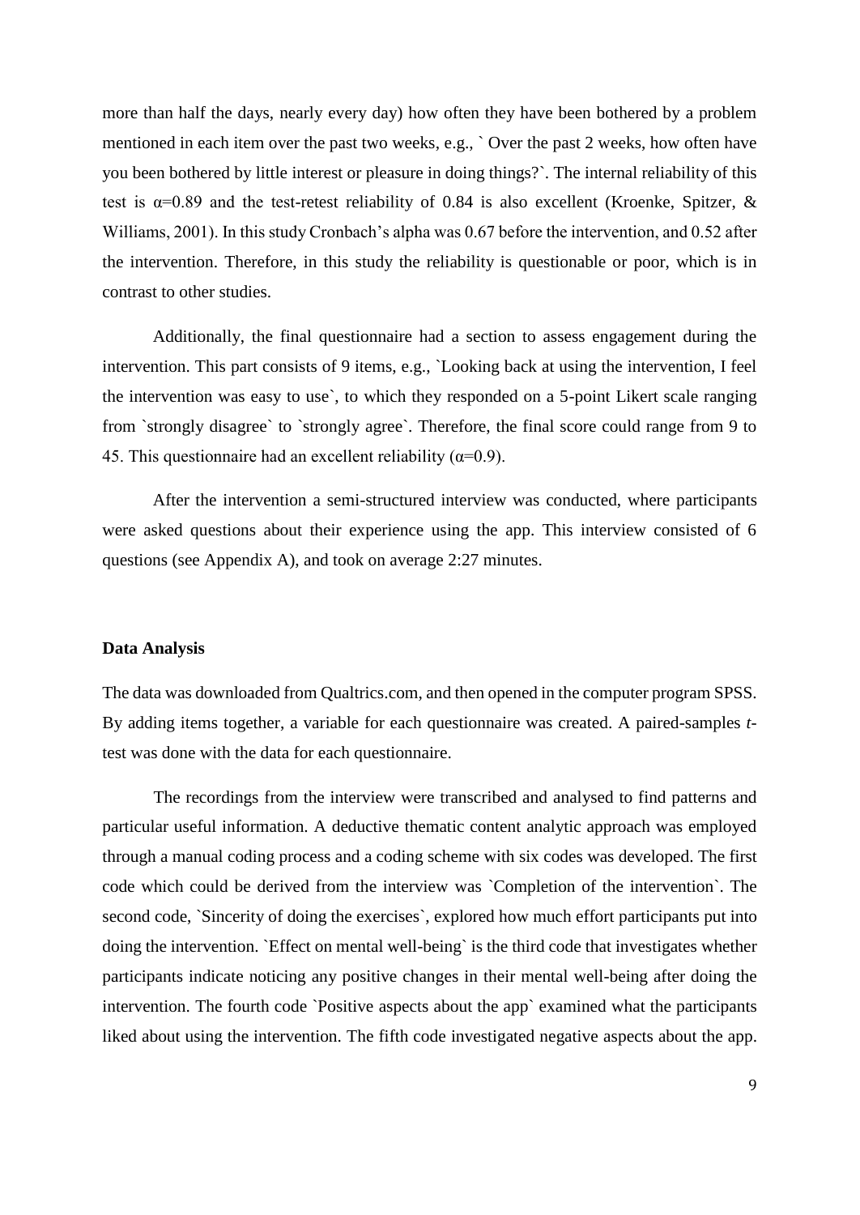more than half the days, nearly every day) how often they have been bothered by a problem mentioned in each item over the past two weeks, e.g., ` Over the past 2 weeks, how often have you been bothered by little interest or pleasure in doing things?`. The internal reliability of this test is $\alpha$=0.89 and the test-retest reliability of 0.84 is also excellent (Kroenke, Spitzer, & Williams, 2001). In this study Cronbach's alpha was 0.67 before the intervention, and 0.52 after the intervention. Therefore, in this study the reliability is questionable or poor, which is in contrast to other studies.

Additionally, the final questionnaire had a section to assess engagement during the intervention. This part consists of 9 items, e.g., `Looking back at using the intervention, I feel the intervention was easy to use`, to which they responded on a 5-point Likert scale ranging from `strongly disagree` to `strongly agree`. Therefore, the final score could range from 9 to 45. This questionnaire had an excellent reliability ($\alpha$=0.9).

After the intervention a semi-structured interview was conducted, where participants were asked questions about their experience using the app. This interview consisted of 6 questions (see Appendix A), and took on average 2:27 minutes.

**Data Analysis**

The data was downloaded from Qualtrics.com, and then opened in the computer program SPSS. By adding items together, a variable for each questionnaire was created. A paired-samples *t*-test was done with the data for each questionnaire.

The recordings from the interview were transcribed and analysed to find patterns and particular useful information. A deductive thematic content analytic approach was employed through a manual coding process and a coding scheme with six codes was developed. The first code which could be derived from the interview was `Completion of the intervention`. The second code, `Sincerity of doing the exercises`, explored how much effort participants put into doing the intervention. `Effect on mental well-being` is the third code that investigates whether participants indicate noticing any positive changes in their mental well-being after doing the intervention. The fourth code `Positive aspects about the app` examined what the participants liked about using the intervention. The fifth code investigated negative aspects about the app.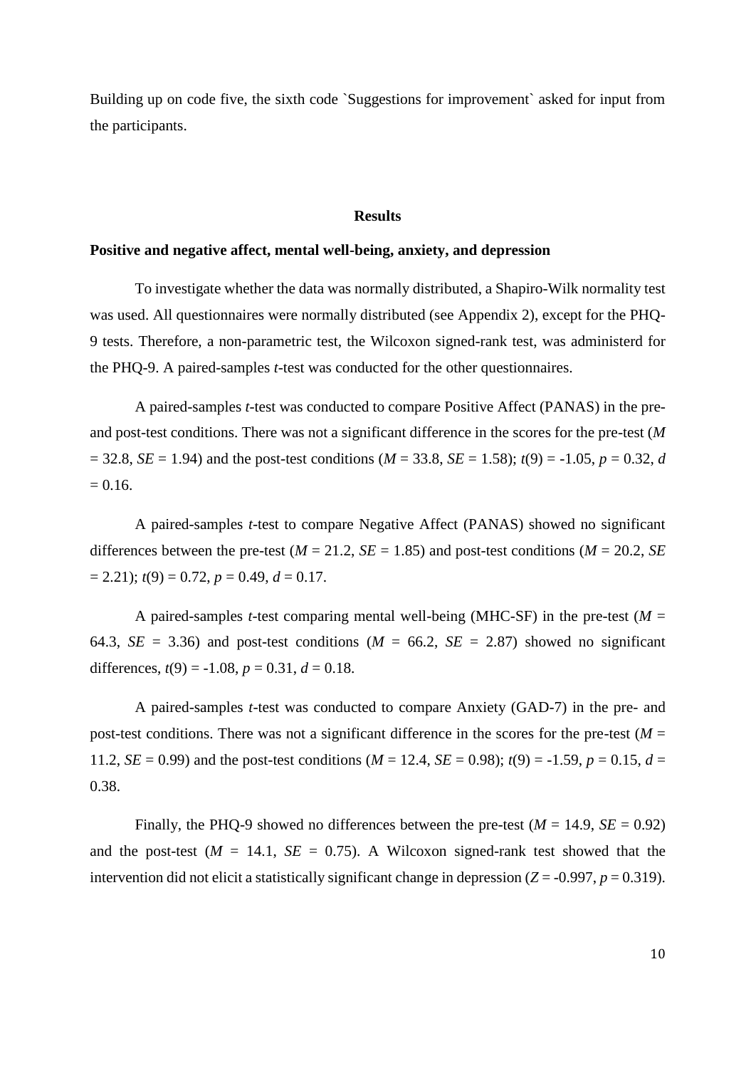Building up on code five, the sixth code `Suggestions for improvement` asked for input from the participants.

## Results

### Positive and negative affect, mental well-being, anxiety, and depression

To investigate whether the data was normally distributed, a Shapiro-Wilk normality test was used. All questionnaires were normally distributed (see Appendix 2), except for the PHQ-9 tests. Therefore, a non-parametric test, the Wilcoxon signed-rank test, was administerd for the PHQ-9. A paired-samples *t*-test was conducted for the other questionnaires.

A paired-samples *t*-test was conducted to compare Positive Affect (PANAS) in the pre- and post-test conditions. There was not a significant difference in the scores for the pre-test ($M = 32.8$, $SE = 1.94$) and the post-test conditions ($M = 33.8$, $SE = 1.58$); $t(9) = -1.05$, $p = 0.32$, $d = 0.16$.

A paired-samples *t*-test to compare Negative Affect (PANAS) showed no significant differences between the pre-test ($M = 21.2$, $SE = 1.85$) and post-test conditions ($M = 20.2$, $SE = 2.21$); $t(9) = 0.72$, $p = 0.49$, $d = 0.17$.

A paired-samples *t*-test comparing mental well-being (MHC-SF) in the pre-test ($M = 64.3$, $SE = 3.36$) and post-test conditions ($M = 66.2$, $SE = 2.87$) showed no significant differences, $t(9) = -1.08$, $p = 0.31$, $d = 0.18$.

A paired-samples *t*-test was conducted to compare Anxiety (GAD-7) in the pre- and post-test conditions. There was not a significant difference in the scores for the pre-test ($M = 11.2$, $SE = 0.99$) and the post-test conditions ($M = 12.4$, $SE = 0.98$); $t(9) = -1.59$, $p = 0.15$, $d = 0.38$.

Finally, the PHQ-9 showed no differences between the pre-test ($M = 14.9$, $SE = 0.92$) and the post-test ($M = 14.1$, $SE = 0.75$). A Wilcoxon signed-rank test showed that the intervention did not elicit a statistically significant change in depression ($Z = -0.997$, $p = 0.319$).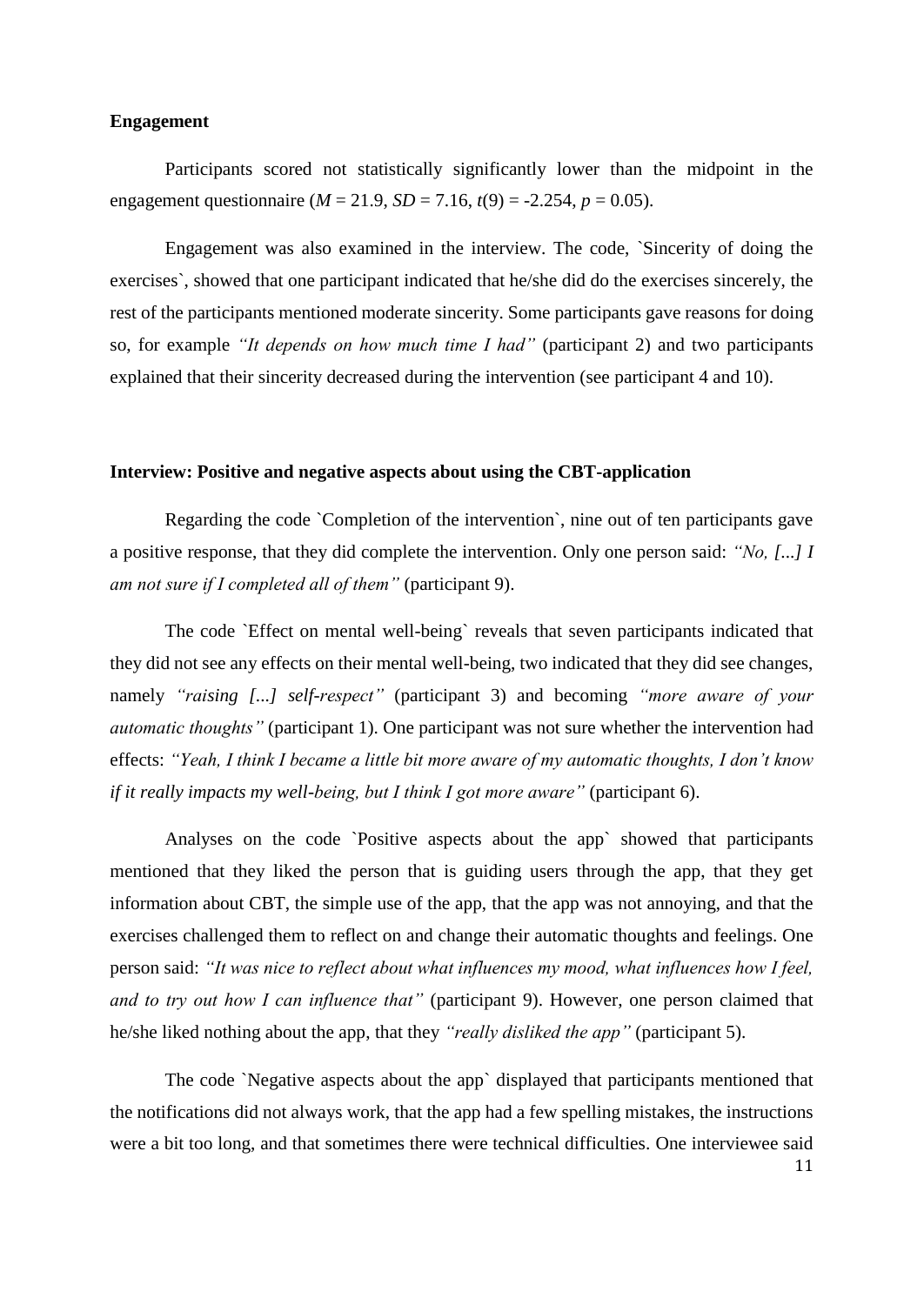**Engagement**

Participants scored not statistically significantly lower than the midpoint in the engagement questionnaire ($M = 21.9$, $SD = 7.16$, $t(9) = -2.254$, $p = 0.05$).

Engagement was also examined in the interview. The code, `Sincerity of doing the exercises`, showed that one participant indicated that he/she did do the exercises sincerely, the rest of the participants mentioned moderate sincerity. Some participants gave reasons for doing so, for example *"It depends on how much time I had"* (participant 2) and two participants explained that their sincerity decreased during the intervention (see participant 4 and 10).

**Interview: Positive and negative aspects about using the CBT-application**

Regarding the code `Completion of the intervention`, nine out of ten participants gave a positive response, that they did complete the intervention. Only one person said: *"No, [...] I am not sure if I completed all of them"* (participant 9).

The code `Effect on mental well-being` reveals that seven participants indicated that they did not see any effects on their mental well-being, two indicated that they did see changes, namely *"raising [...] self-respect"* (participant 3) and becoming *"more aware of your automatic thoughts"* (participant 1). One participant was not sure whether the intervention had effects: *"Yeah, I think I became a little bit more aware of my automatic thoughts, I don't know if it really impacts my well-being, but I think I got more aware"* (participant 6).

Analyses on the code `Positive aspects about the app` showed that participants mentioned that they liked the person that is guiding users through the app, that they get information about CBT, the simple use of the app, that the app was not annoying, and that the exercises challenged them to reflect on and change their automatic thoughts and feelings. One person said: *"It was nice to reflect about what influences my mood, what influences how I feel, and to try out how I can influence that"* (participant 9). However, one person claimed that he/she liked nothing about the app, that they *"really disliked the app"* (participant 5).

The code `Negative aspects about the app` displayed that participants mentioned that the notifications did not always work, that the app had a few spelling mistakes, the instructions were a bit too long, and that sometimes there were technical difficulties. One interviewee said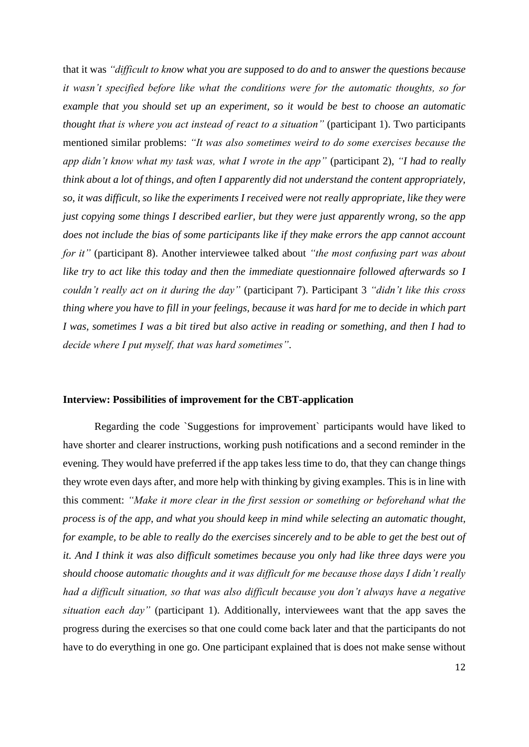that it was *"difficult to know what you are supposed to do and to answer the questions because it wasn't specified before like what the conditions were for the automatic thoughts, so for example that you should set up an experiment, so it would be best to choose an automatic thought that is where you act instead of react to a situation"* (participant 1). Two participants mentioned similar problems: *"It was also sometimes weird to do some exercises because the app didn't know what my task was, what I wrote in the app"* (participant 2), *"I had to really think about a lot of things, and often I apparently did not understand the content appropriately, so, it was difficult, so like the experiments I received were not really appropriate, like they were just copying some things I described earlier, but they were just apparently wrong, so the app does not include the bias of some participants like if they make errors the app cannot account for it"* (participant 8). Another interviewee talked about *"the most confusing part was about like try to act like this today and then the immediate questionnaire followed afterwards so I couldn't really act on it during the day"* (participant 7). Participant 3 *"didn't like this cross thing where you have to fill in your feelings, because it was hard for me to decide in which part I was, sometimes I was a bit tired but also active in reading or something, and then I had to decide where I put myself, that was hard sometimes"*.

**Interview: Possibilities of improvement for the CBT-application**

Regarding the code `Suggestions for improvement` participants would have liked to have shorter and clearer instructions, working push notifications and a second reminder in the evening. They would have preferred if the app takes less time to do, that they can change things they wrote even days after, and more help with thinking by giving examples. This is in line with this comment: *"Make it more clear in the first session or something or beforehand what the process is of the app, and what you should keep in mind while selecting an automatic thought, for example, to be able to really do the exercises sincerely and to be able to get the best out of it. And I think it was also difficult sometimes because you only had like three days were you should choose automatic thoughts and it was difficult for me because those days I didn't really had a difficult situation, so that was also difficult because you don't always have a negative situation each day"* (participant 1). Additionally, interviewees want that the app saves the progress during the exercises so that one could come back later and that the participants do not have to do everything in one go. One participant explained that is does not make sense without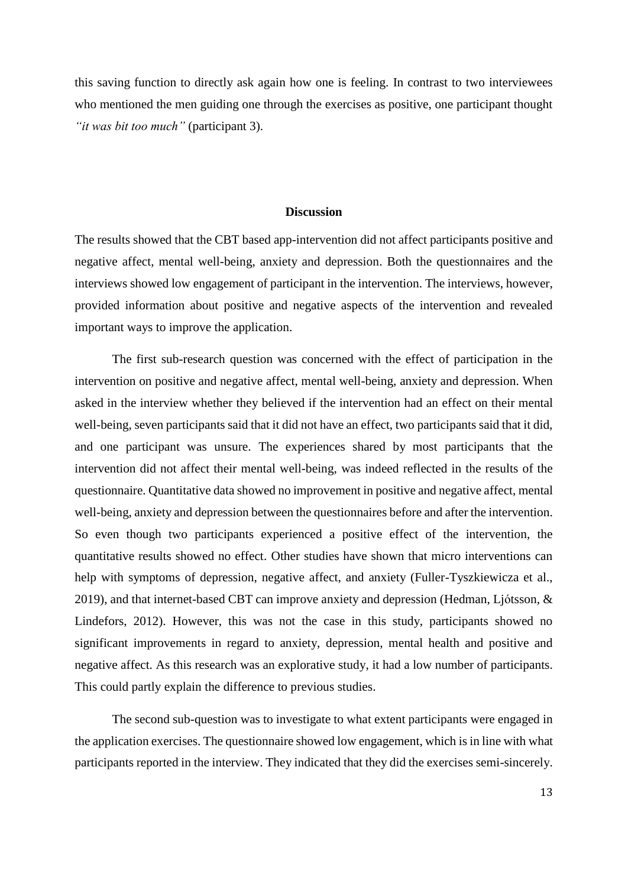this saving function to directly ask again how one is feeling. In contrast to two interviewees who mentioned the men guiding one through the exercises as positive, one participant thought *"it was bit too much"* (participant 3).

## Discussion

The results showed that the CBT based app-intervention did not affect participants positive and negative affect, mental well-being, anxiety and depression. Both the questionnaires and the interviews showed low engagement of participant in the intervention. The interviews, however, provided information about positive and negative aspects of the intervention and revealed important ways to improve the application.

The first sub-research question was concerned with the effect of participation in the intervention on positive and negative affect, mental well-being, anxiety and depression. When asked in the interview whether they believed if the intervention had an effect on their mental well-being, seven participants said that it did not have an effect, two participants said that it did, and one participant was unsure. The experiences shared by most participants that the intervention did not affect their mental well-being, was indeed reflected in the results of the questionnaire. Quantitative data showed no improvement in positive and negative affect, mental well-being, anxiety and depression between the questionnaires before and after the intervention. So even though two participants experienced a positive effect of the intervention, the quantitative results showed no effect. Other studies have shown that micro interventions can help with symptoms of depression, negative affect, and anxiety (Fuller-Tyszkiewicza et al., 2019), and that internet-based CBT can improve anxiety and depression (Hedman, Ljótsson, & Lindefors, 2012). However, this was not the case in this study, participants showed no significant improvements in regard to anxiety, depression, mental health and positive and negative affect. As this research was an explorative study, it had a low number of participants. This could partly explain the difference to previous studies.

The second sub-question was to investigate to what extent participants were engaged in the application exercises. The questionnaire showed low engagement, which is in line with what participants reported in the interview. They indicated that they did the exercises semi-sincerely.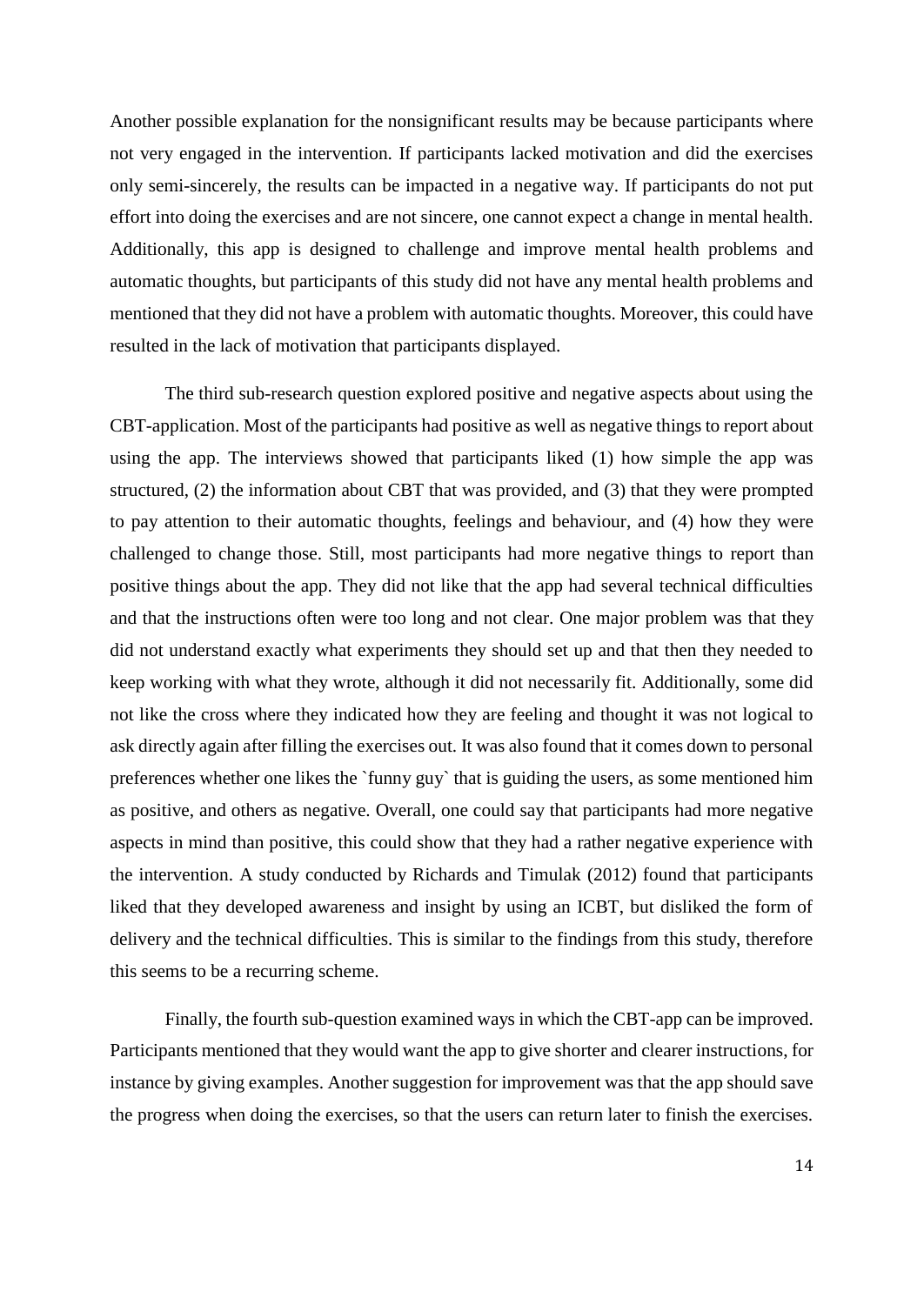Another possible explanation for the nonsignificant results may be because participants where not very engaged in the intervention. If participants lacked motivation and did the exercises only semi-sincerely, the results can be impacted in a negative way. If participants do not put effort into doing the exercises and are not sincere, one cannot expect a change in mental health. Additionally, this app is designed to challenge and improve mental health problems and automatic thoughts, but participants of this study did not have any mental health problems and mentioned that they did not have a problem with automatic thoughts. Moreover, this could have resulted in the lack of motivation that participants displayed.

The third sub-research question explored positive and negative aspects about using the CBT-application. Most of the participants had positive as well as negative things to report about using the app. The interviews showed that participants liked (1) how simple the app was structured, (2) the information about CBT that was provided, and (3) that they were prompted to pay attention to their automatic thoughts, feelings and behaviour, and (4) how they were challenged to change those. Still, most participants had more negative things to report than positive things about the app. They did not like that the app had several technical difficulties and that the instructions often were too long and not clear. One major problem was that they did not understand exactly what experiments they should set up and that then they needed to keep working with what they wrote, although it did not necessarily fit. Additionally, some did not like the cross where they indicated how they are feeling and thought it was not logical to ask directly again after filling the exercises out. It was also found that it comes down to personal preferences whether one likes the `funny guy` that is guiding the users, as some mentioned him as positive, and others as negative. Overall, one could say that participants had more negative aspects in mind than positive, this could show that they had a rather negative experience with the intervention. A study conducted by Richards and Timulak (2012) found that participants liked that they developed awareness and insight by using an ICBT, but disliked the form of delivery and the technical difficulties. This is similar to the findings from this study, therefore this seems to be a recurring scheme.

Finally, the fourth sub-question examined ways in which the CBT-app can be improved. Participants mentioned that they would want the app to give shorter and clearer instructions, for instance by giving examples. Another suggestion for improvement was that the app should save the progress when doing the exercises, so that the users can return later to finish the exercises.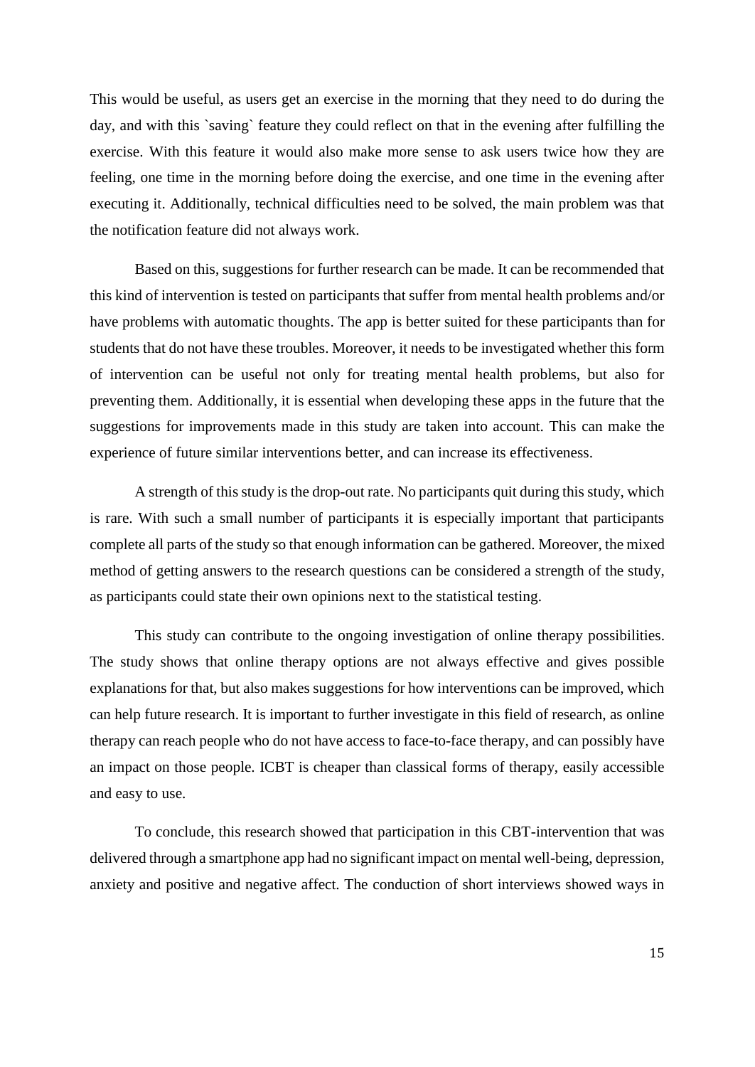This would be useful, as users get an exercise in the morning that they need to do during the day, and with this `saving` feature they could reflect on that in the evening after fulfilling the exercise. With this feature it would also make more sense to ask users twice how they are feeling, one time in the morning before doing the exercise, and one time in the evening after executing it. Additionally, technical difficulties need to be solved, the main problem was that the notification feature did not always work.

Based on this, suggestions for further research can be made. It can be recommended that this kind of intervention is tested on participants that suffer from mental health problems and/or have problems with automatic thoughts. The app is better suited for these participants than for students that do not have these troubles. Moreover, it needs to be investigated whether this form of intervention can be useful not only for treating mental health problems, but also for preventing them. Additionally, it is essential when developing these apps in the future that the suggestions for improvements made in this study are taken into account. This can make the experience of future similar interventions better, and can increase its effectiveness.

A strength of this study is the drop-out rate. No participants quit during this study, which is rare. With such a small number of participants it is especially important that participants complete all parts of the study so that enough information can be gathered. Moreover, the mixed method of getting answers to the research questions can be considered a strength of the study, as participants could state their own opinions next to the statistical testing.

This study can contribute to the ongoing investigation of online therapy possibilities. The study shows that online therapy options are not always effective and gives possible explanations for that, but also makes suggestions for how interventions can be improved, which can help future research. It is important to further investigate in this field of research, as online therapy can reach people who do not have access to face-to-face therapy, and can possibly have an impact on those people. ICBT is cheaper than classical forms of therapy, easily accessible and easy to use.

To conclude, this research showed that participation in this CBT-intervention that was delivered through a smartphone app had no significant impact on mental well-being, depression, anxiety and positive and negative affect. The conduction of short interviews showed ways in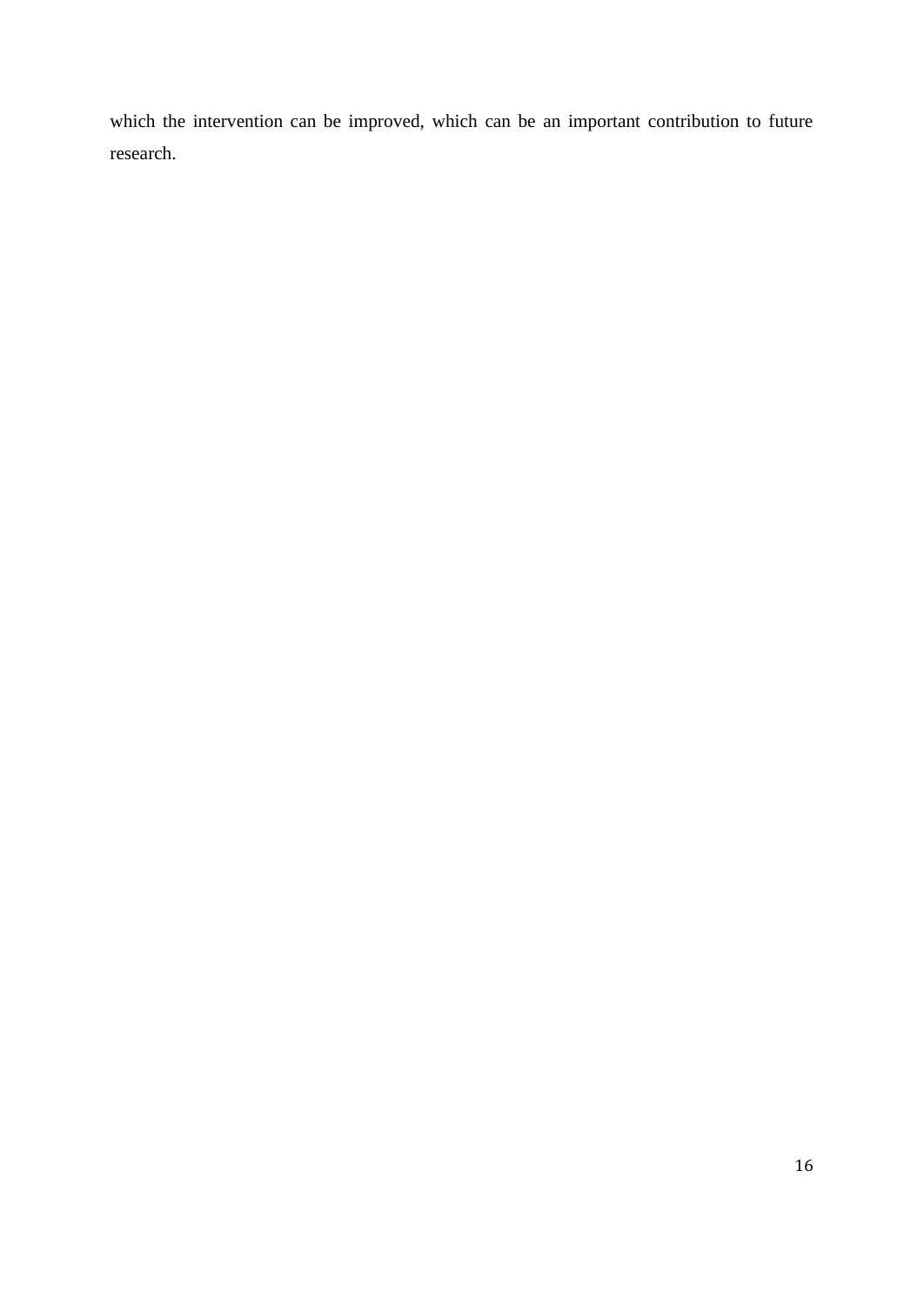which the intervention can be improved, which can be an important contribution to future research.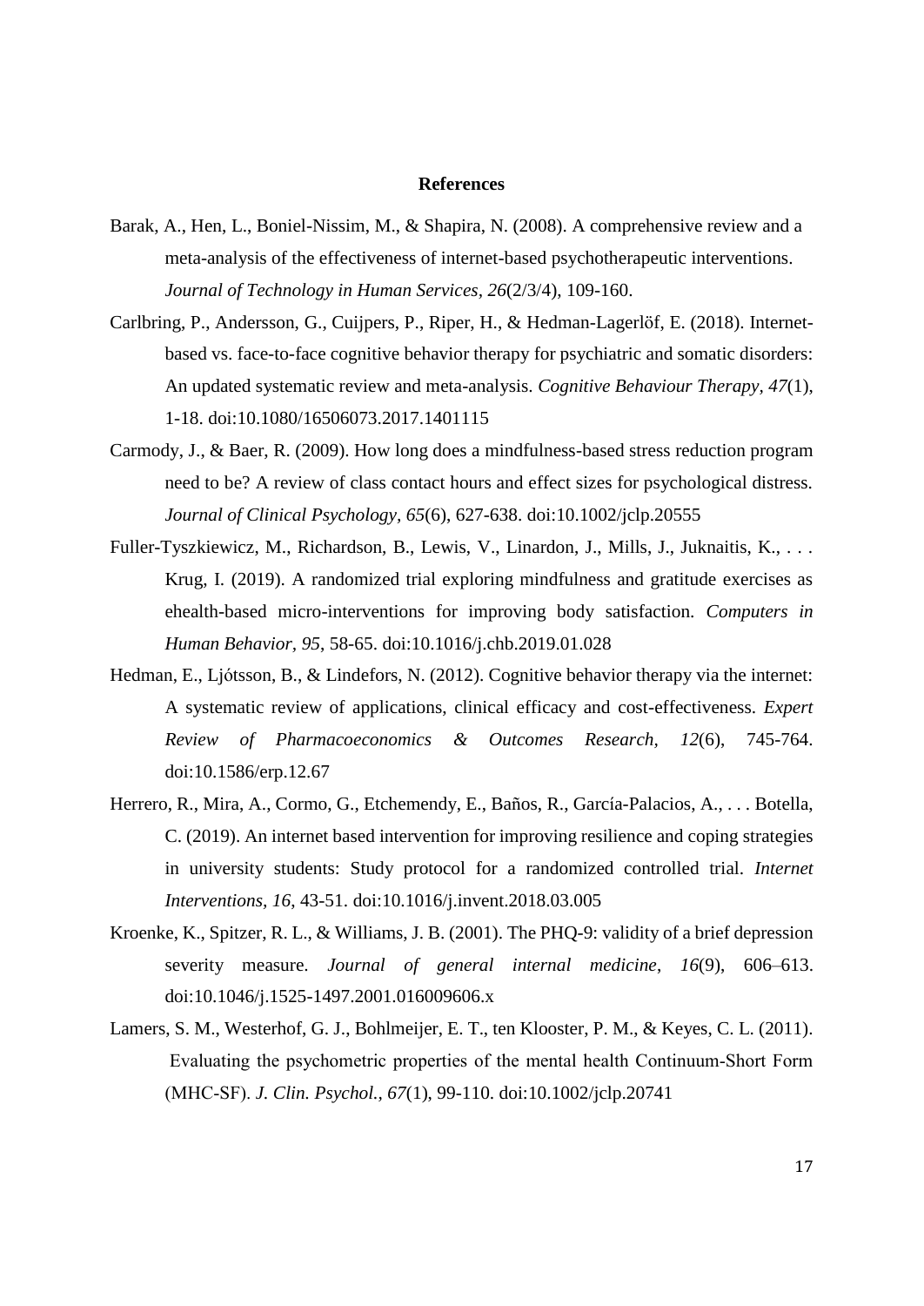# References

Barak, A., Hen, L., Boniel-Nissim, M., & Shapira, N. (2008). A comprehensive review and a meta-analysis of the effectiveness of internet-based psychotherapeutic interventions. *Journal of Technology in Human Services*, *26*(2/3/4), 109-160.

Carlbring, P., Andersson, G., Cuijpers, P., Riper, H., & Hedman-Lagerlöf, E. (2018). Internet-based vs. face-to-face cognitive behavior therapy for psychiatric and somatic disorders: An updated systematic review and meta-analysis. *Cognitive Behaviour Therapy, 47*(1), 1-18. doi:10.1080/16506073.2017.1401115

Carmody, J., & Baer, R. (2009). How long does a mindfulness-based stress reduction program need to be? A review of class contact hours and effect sizes for psychological distress. *Journal of Clinical Psychology, 65*(6), 627-638. doi:10.1002/jclp.20555

Fuller-Tyszkiewicz, M., Richardson, B., Lewis, V., Linardon, J., Mills, J., Juknaitis, K., . . . Krug, I. (2019). A randomized trial exploring mindfulness and gratitude exercises as ehealth-based micro-interventions for improving body satisfaction. *Computers in Human Behavior, 95*, 58-65. doi:10.1016/j.chb.2019.01.028

Hedman, E., Ljótsson, B., & Lindefors, N. (2012). Cognitive behavior therapy via the internet: A systematic review of applications, clinical efficacy and cost-effectiveness. *Expert Review of Pharmacoeconomics & Outcomes Research*, *12*(6), 745-764. doi:10.1586/erp.12.67

Herrero, R., Mira, A., Cormo, G., Etchemendy, E., Baños, R., García-Palacios, A., . . . Botella, C. (2019). An internet based intervention for improving resilience and coping strategies in university students: Study protocol for a randomized controlled trial. *Internet Interventions, 16*, 43-51. doi:10.1016/j.invent.2018.03.005

Kroenke, K., Spitzer, R. L., & Williams, J. B. (2001). The PHQ-9: validity of a brief depression severity measure. *Journal of general internal medicine*, *16*(9), 606–613. doi:10.1046/j.1525-1497.2001.016009606.x

Lamers, S. M., Westerhof, G. J., Bohlmeijer, E. T., ten Klooster, P. M., & Keyes, C. L. (2011). Evaluating the psychometric properties of the mental health Continuum-Short Form (MHC-SF). *J. Clin. Psychol., 67*(1), 99-110. doi:10.1002/jclp.20741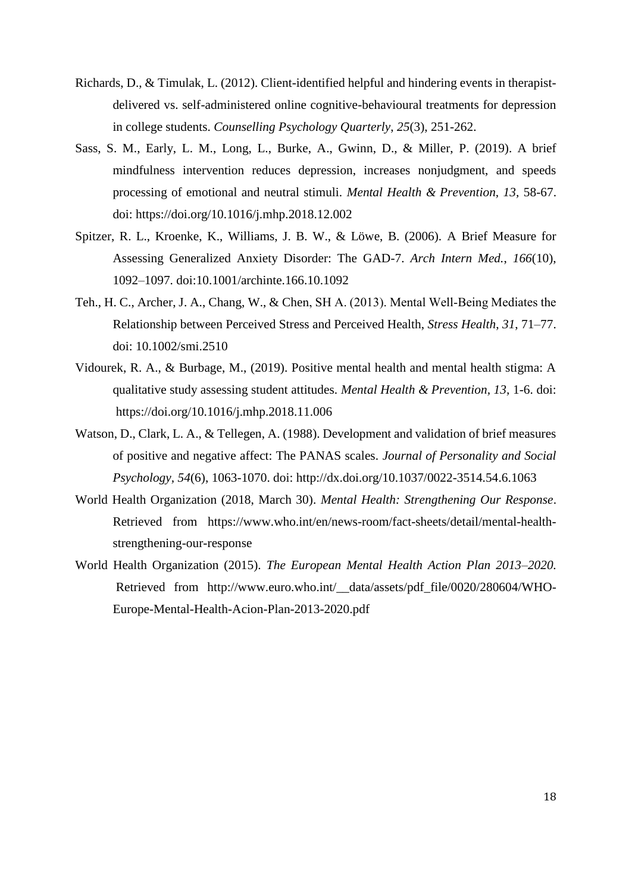Richards, D., & Timulak, L. (2012). Client-identified helpful and hindering events in therapist-delivered vs. self-administered online cognitive-behavioural treatments for depression in college students. *Counselling Psychology Quarterly*, *25*(3), 251-262.

Sass, S. M., Early, L. M., Long, L., Burke, A., Gwinn, D., & Miller, P. (2019). A brief mindfulness intervention reduces depression, increases nonjudgment, and speeds processing of emotional and neutral stimuli. *Mental Health & Prevention*, *13,* 58-67. doi: https://doi.org/10.1016/j.mhp.2018.12.002

Spitzer, R. L., Kroenke, K., Williams, J. B. W., & Löwe, B. (2006). A Brief Measure for Assessing Generalized Anxiety Disorder: The GAD-7. *Arch Intern Med.*, *166*(10), 1092–1097. doi:10.1001/archinte.166.10.1092

Teh., H. C., Archer, J. A., Chang, W., & Chen, SH A. (2013). Mental Well-Being Mediates the Relationship between Perceived Stress and Perceived Health, *Stress Health*, *31*, 71–77. doi: 10.1002/smi.2510

Vidourek, R. A., & Burbage, M., (2019). Positive mental health and mental health stigma: A qualitative study assessing student attitudes. *Mental Health & Prevention, 13,* 1-6. doi: https://doi.org/10.1016/j.mhp.2018.11.006

Watson, D., Clark, L. A., & Tellegen, A. (1988). Development and validation of brief measures of positive and negative affect: The PANAS scales. *Journal of Personality and Social Psychology, 54*(6), 1063-1070. doi: http://dx.doi.org/10.1037/0022-3514.54.6.1063

World Health Organization (2018, March 30). *Mental Health: Strengthening Our Response*. Retrieved from https://www.who.int/en/news-room/fact-sheets/detail/mental-health-strengthening-our-response

World Health Organization (2015). *The European Mental Health Action Plan 2013–2020.* Retrieved from http://www.euro.who.int/__data/assets/pdf_file/0020/280604/WHO-Europe-Mental-Health-Acion-Plan-2013-2020.pdf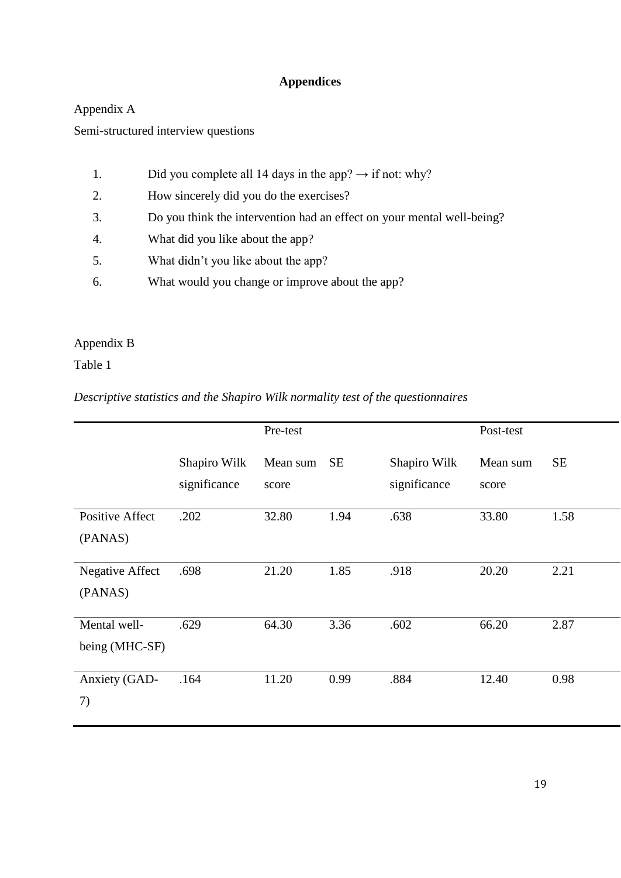# Appendices

Appendix A

Semi-structured interview questions

1. Did you complete all 14 days in the app? → if not: why?
2. How sincerely did you do the exercises?
3. Do you think the intervention had an effect on your mental well-being?
4. What did you like about the app?
5. What didn't you like about the app?
6. What would you change or improve about the app?

Appendix B

Table 1

*Descriptive statistics and the Shapiro Wilk normality test of the questionnaires*

| | | Pre-test | | | Post-test | |
|---|---|---|---|---|---|---|
| | Shapiro Wilk significance | Mean sum score | SE | Shapiro Wilk significance | Mean sum score | SE |
| Positive Affect (PANAS) | .202 | 32.80 | 1.94 | .638 | 33.80 | 1.58 |
| Negative Affect (PANAS) | .698 | 21.20 | 1.85 | .918 | 20.20 | 2.21 |
| Mental well-being (MHC-SF) | .629 | 64.30 | 3.36 | .602 | 66.20 | 2.87 |
| Anxiety (GAD-7) | .164 | 11.20 | 0.99 | .884 | 12.40 | 0.98 |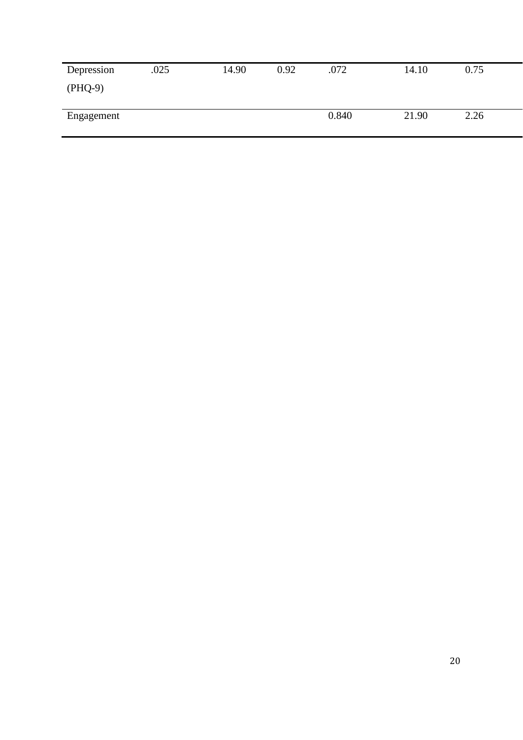| | | | | | | |
|---|---|---|---|---|---|---|
| Depression (PHQ-9) | .025 | 14.90 | 0.92 | .072 | 14.10 | 0.75 |
| Engagement | | | | 0.840 | 21.90 | 2.26 |